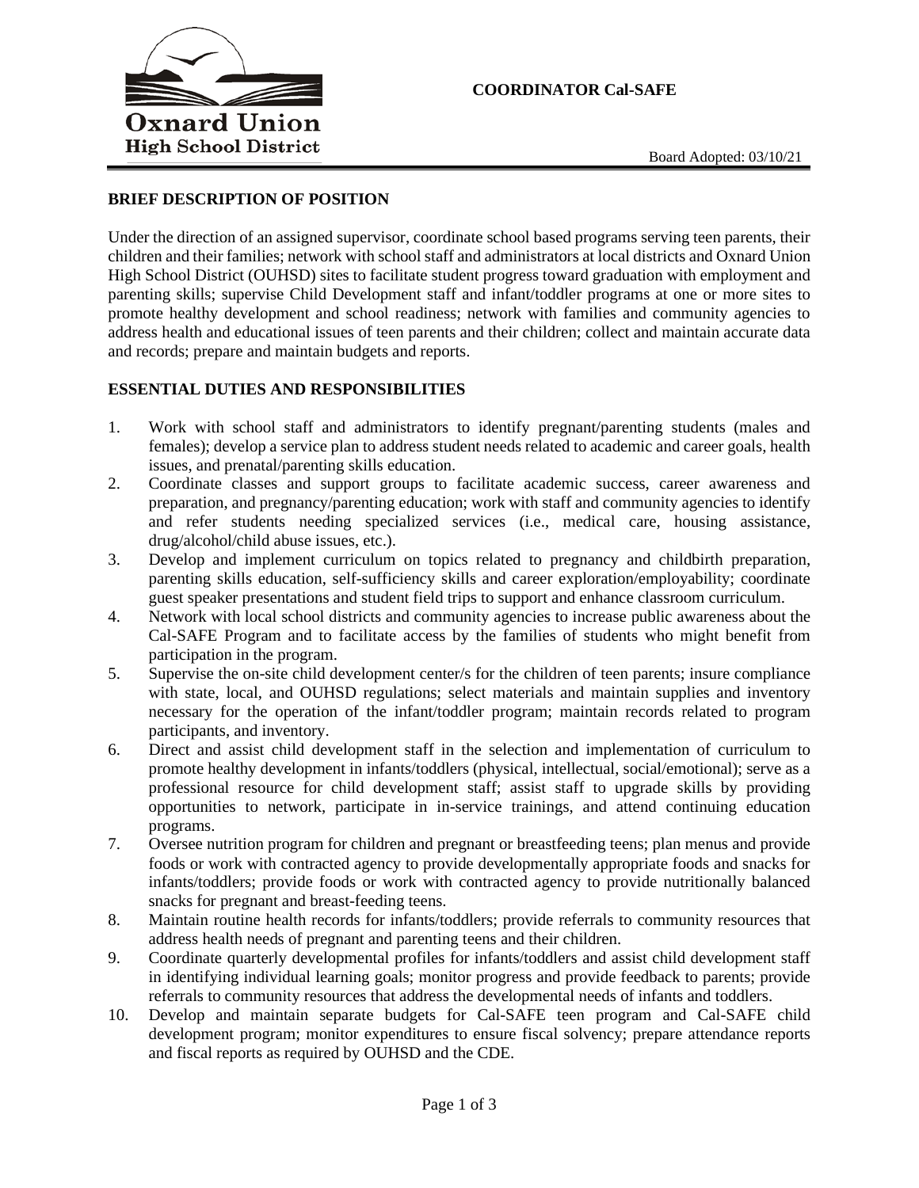Oxnard Union High School District

**COORDINATOR Cal-SAFE**

Board Adopted: 03/10/21

## BRIEF DESCRIPTION OF POSITION

Under the direction of an assigned supervisor, coordinate school based programs serving teen parents, their children and their families; network with school staff and administrators at local districts and Oxnard Union High School District (OUHSD) sites to facilitate student progress toward graduation with employment and parenting skills; supervise Child Development staff and infant/toddler programs at one or more sites to promote healthy development and school readiness; network with families and community agencies to address health and educational issues of teen parents and their children; collect and maintain accurate data and records; prepare and maintain budgets and reports.

## ESSENTIAL DUTIES AND RESPONSIBILITIES

1. Work with school staff and administrators to identify pregnant/parenting students (males and females); develop a service plan to address student needs related to academic and career goals, health issues, and prenatal/parenting skills education.
2. Coordinate classes and support groups to facilitate academic success, career awareness and preparation, and pregnancy/parenting education; work with staff and community agencies to identify and refer students needing specialized services (i.e., medical care, housing assistance, drug/alcohol/child abuse issues, etc.).
3. Develop and implement curriculum on topics related to pregnancy and childbirth preparation, parenting skills education, self-sufficiency skills and career exploration/employability; coordinate guest speaker presentations and student field trips to support and enhance classroom curriculum.
4. Network with local school districts and community agencies to increase public awareness about the Cal-SAFE Program and to facilitate access by the families of students who might benefit from participation in the program.
5. Supervise the on-site child development center/s for the children of teen parents; insure compliance with state, local, and OUHSD regulations; select materials and maintain supplies and inventory necessary for the operation of the infant/toddler program; maintain records related to program participants, and inventory.
6. Direct and assist child development staff in the selection and implementation of curriculum to promote healthy development in infants/toddlers (physical, intellectual, social/emotional); serve as a professional resource for child development staff; assist staff to upgrade skills by providing opportunities to network, participate in in-service trainings, and attend continuing education programs.
7. Oversee nutrition program for children and pregnant or breastfeeding teens; plan menus and provide foods or work with contracted agency to provide developmentally appropriate foods and snacks for infants/toddlers; provide foods or work with contracted agency to provide nutritionally balanced snacks for pregnant and breast-feeding teens.
8. Maintain routine health records for infants/toddlers; provide referrals to community resources that address health needs of pregnant and parenting teens and their children.
9. Coordinate quarterly developmental profiles for infants/toddlers and assist child development staff in identifying individual learning goals; monitor progress and provide feedback to parents; provide referrals to community resources that address the developmental needs of infants and toddlers.
10. Develop and maintain separate budgets for Cal-SAFE teen program and Cal-SAFE child development program; monitor expenditures to ensure fiscal solvency; prepare attendance reports and fiscal reports as required by OUHSD and the CDE.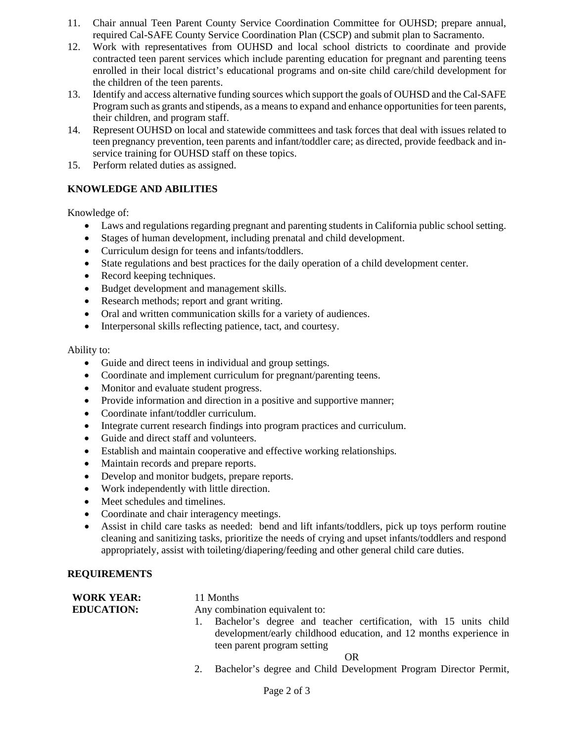11. Chair annual Teen Parent County Service Coordination Committee for OUHSD; prepare annual, required Cal-SAFE County Service Coordination Plan (CSCP) and submit plan to Sacramento.
12. Work with representatives from OUHSD and local school districts to coordinate and provide contracted teen parent services which include parenting education for pregnant and parenting teens enrolled in their local district's educational programs and on-site child care/child development for the children of the teen parents.
13. Identify and access alternative funding sources which support the goals of OUHSD and the Cal-SAFE Program such as grants and stipends, as a means to expand and enhance opportunities for teen parents, their children, and program staff.
14. Represent OUHSD on local and statewide committees and task forces that deal with issues related to teen pregnancy prevention, teen parents and infant/toddler care; as directed, provide feedback and in-service training for OUHSD staff on these topics.
15. Perform related duties as assigned.

## KNOWLEDGE AND ABILITIES

Knowledge of:

- Laws and regulations regarding pregnant and parenting students in California public school setting.
- Stages of human development, including prenatal and child development.
- Curriculum design for teens and infants/toddlers.
- State regulations and best practices for the daily operation of a child development center.
- Record keeping techniques.
- Budget development and management skills.
- Research methods; report and grant writing.
- Oral and written communication skills for a variety of audiences.
- Interpersonal skills reflecting patience, tact, and courtesy.

Ability to:

- Guide and direct teens in individual and group settings.
- Coordinate and implement curriculum for pregnant/parenting teens.
- Monitor and evaluate student progress.
- Provide information and direction in a positive and supportive manner;
- Coordinate infant/toddler curriculum.
- Integrate current research findings into program practices and curriculum.
- Guide and direct staff and volunteers.
- Establish and maintain cooperative and effective working relationships.
- Maintain records and prepare reports.
- Develop and monitor budgets, prepare reports.
- Work independently with little direction.
- Meet schedules and timelines.
- Coordinate and chair interagency meetings.
- Assist in child care tasks as needed: bend and lift infants/toddlers, pick up toys perform routine cleaning and sanitizing tasks, prioritize the needs of crying and upset infants/toddlers and respond appropriately, assist with toileting/diapering/feeding and other general child care duties.

## REQUIREMENTS

**WORK YEAR:** 11 Months

**EDUCATION:** Any combination equivalent to:

1. Bachelor's degree and teacher certification, with 15 units child development/early childhood education, and 12 months experience in teen parent program setting

   OR

2. Bachelor's degree and Child Development Program Director Permit,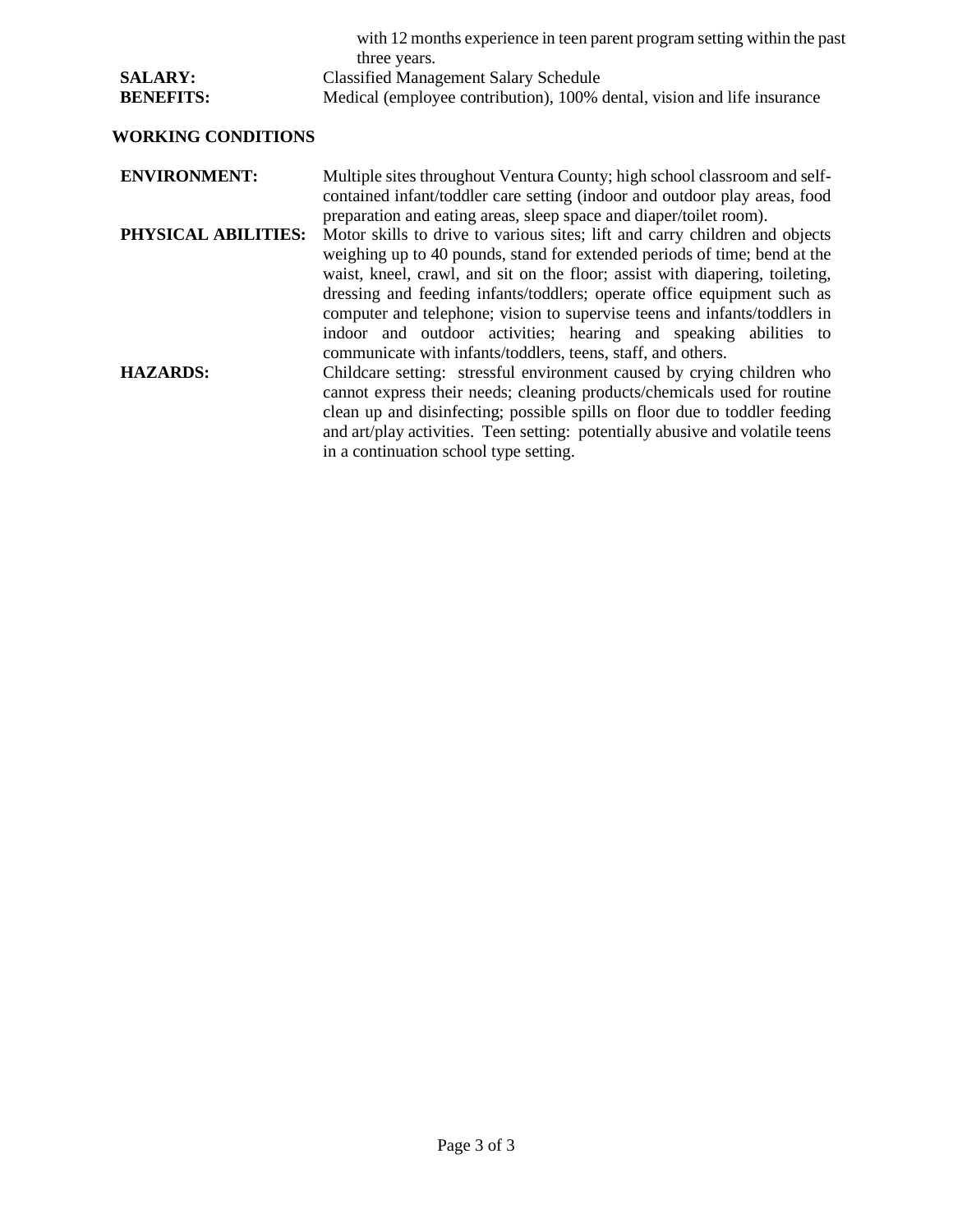with 12 months experience in teen parent program setting within the past three years.

**SALARY:** Classified Management Salary Schedule

**BENEFITS:** Medical (employee contribution), 100% dental, vision and life insurance

## WORKING CONDITIONS

**ENVIRONMENT:** Multiple sites throughout Ventura County; high school classroom and self-contained infant/toddler care setting (indoor and outdoor play areas, food preparation and eating areas, sleep space and diaper/toilet room).

**PHYSICAL ABILITIES:** Motor skills to drive to various sites; lift and carry children and objects weighing up to 40 pounds, stand for extended periods of time; bend at the waist, kneel, crawl, and sit on the floor; assist with diapering, toileting, dressing and feeding infants/toddlers; operate office equipment such as computer and telephone; vision to supervise teens and infants/toddlers in indoor and outdoor activities; hearing and speaking abilities to communicate with infants/toddlers, teens, staff, and others.

**HAZARDS:** Childcare setting: stressful environment caused by crying children who cannot express their needs; cleaning products/chemicals used for routine clean up and disinfecting; possible spills on floor due to toddler feeding and art/play activities. Teen setting: potentially abusive and volatile teens in a continuation school type setting.